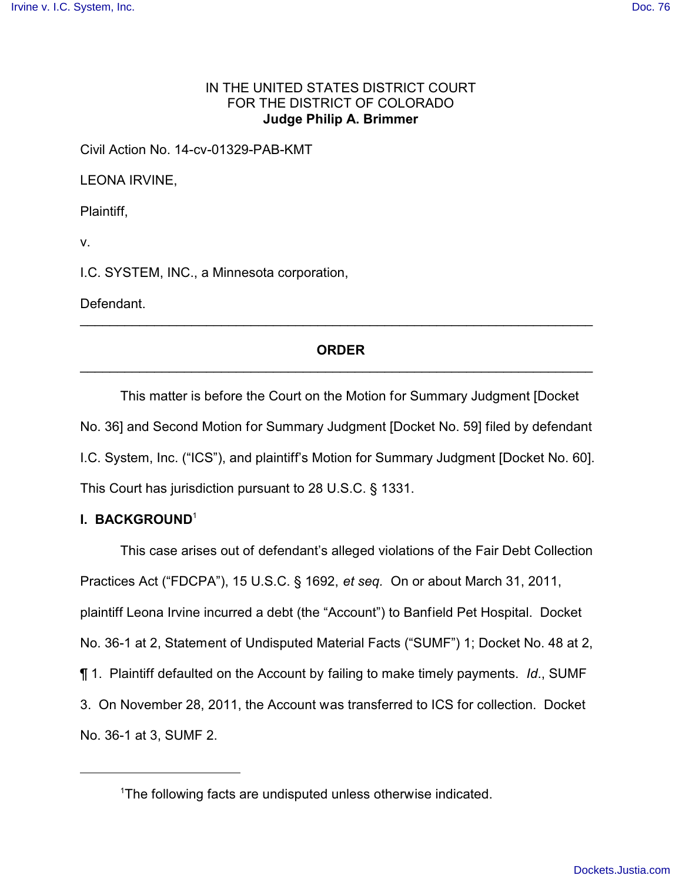IN THE UNITED STATES DISTRICT COURT
FOR THE DISTRICT OF COLORADO
**Judge Philip A. Brimmer**

Civil Action No. 14-cv-01329-PAB-KMT

LEONA IRVINE,

Plaintiff,

v.

I.C. SYSTEM, INC., a Minnesota corporation,

Defendant.

---

## ORDER

---

This matter is before the Court on the Motion for Summary Judgment [Docket No. 36] and Second Motion for Summary Judgment [Docket No. 59] filed by defendant I.C. System, Inc. ("ICS"), and plaintiff's Motion for Summary Judgment [Docket No. 60]. This Court has jurisdiction pursuant to 28 U.S.C. § 1331.

### I. BACKGROUND[1]

This case arises out of defendant's alleged violations of the Fair Debt Collection Practices Act ("FDCPA"), 15 U.S.C. § 1692, *et seq.* On or about March 31, 2011, plaintiff Leona Irvine incurred a debt (the "Account") to Banfield Pet Hospital. Docket No. 36-1 at 2, Statement of Undisputed Material Facts ("SUMF") 1; Docket No. 48 at 2, ¶ 1. Plaintiff defaulted on the Account by failing to make timely payments. *Id*., SUMF 3. On November 28, 2011, the Account was transferred to ICS for collection. Docket No. 36-1 at 3, SUMF 2.

---

[1]The following facts are undisputed unless otherwise indicated.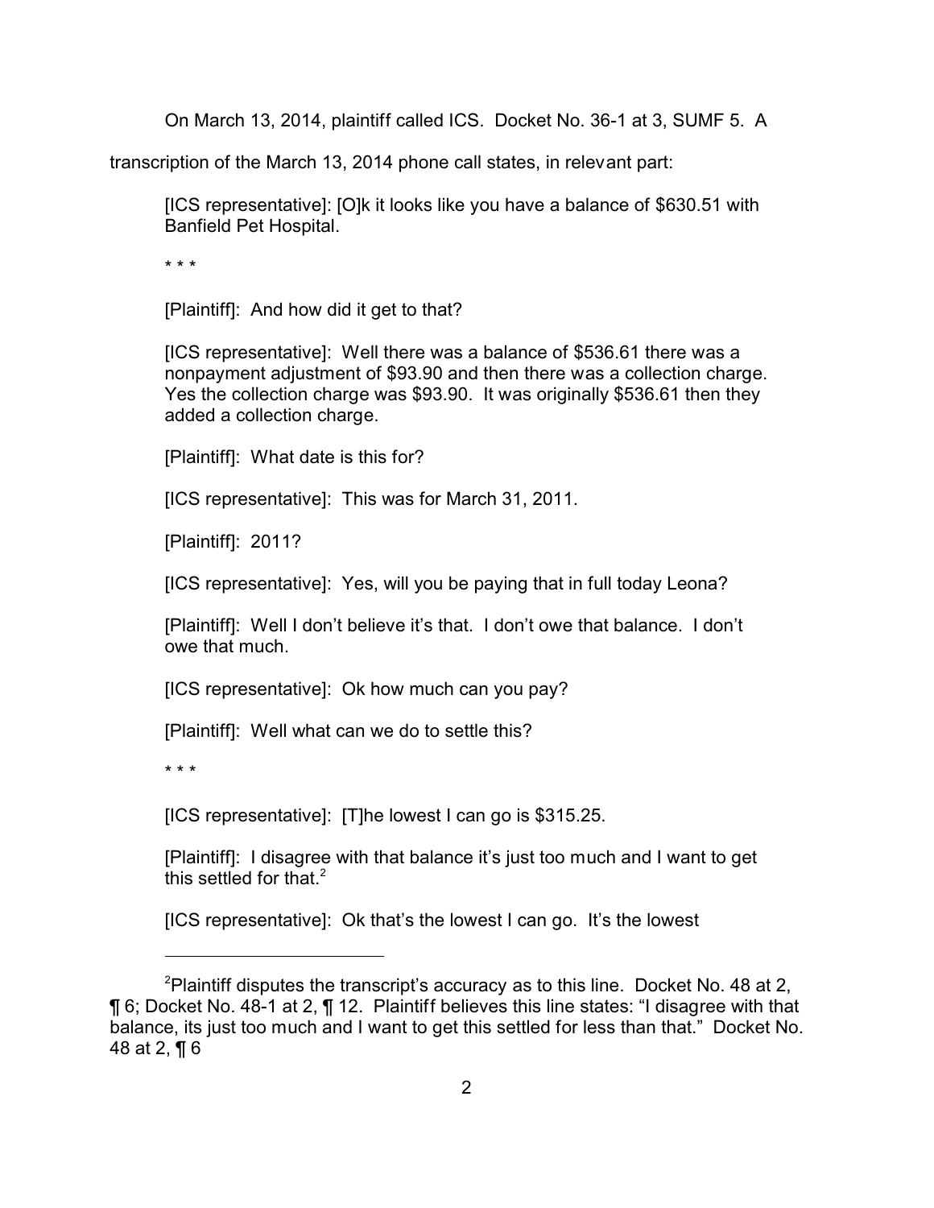On March 13, 2014, plaintiff called ICS. Docket No. 36-1 at 3, SUMF 5. A transcription of the March 13, 2014 phone call states, in relevant part:

> [ICS representative]: [O]k it looks like you have a balance of $630.51 with Banfield Pet Hospital.
>
> * * *
>
> [Plaintiff]: And how did it get to that?
>
> [ICS representative]: Well there was a balance of $536.61 there was a nonpayment adjustment of $93.90 and then there was a collection charge. Yes the collection charge was $93.90. It was originally $536.61 then they added a collection charge.
>
> [Plaintiff]: What date is this for?
>
> [ICS representative]: This was for March 31, 2011.
>
> [Plaintiff]: 2011?
>
> [ICS representative]: Yes, will you be paying that in full today Leona?
>
> [Plaintiff]: Well I don't believe it's that. I don't owe that balance. I don't owe that much.
>
> [ICS representative]: Ok how much can you pay?
>
> [Plaintiff]: Well what can we do to settle this?
>
> * * *
>
> [ICS representative]: [T]he lowest I can go is $315.25.
>
> [Plaintiff]: I disagree with that balance it's just too much and I want to get this settled for that.[2]
>
> [ICS representative]: Ok that's the lowest I can go. It's the lowest

---

[2]Plaintiff disputes the transcript's accuracy as to this line. Docket No. 48 at 2, ¶ 6; Docket No. 48-1 at 2, ¶ 12. Plaintiff believes this line states: "I disagree with that balance, its just too much and I want to get this settled for less than that." Docket No. 48 at 2, ¶ 6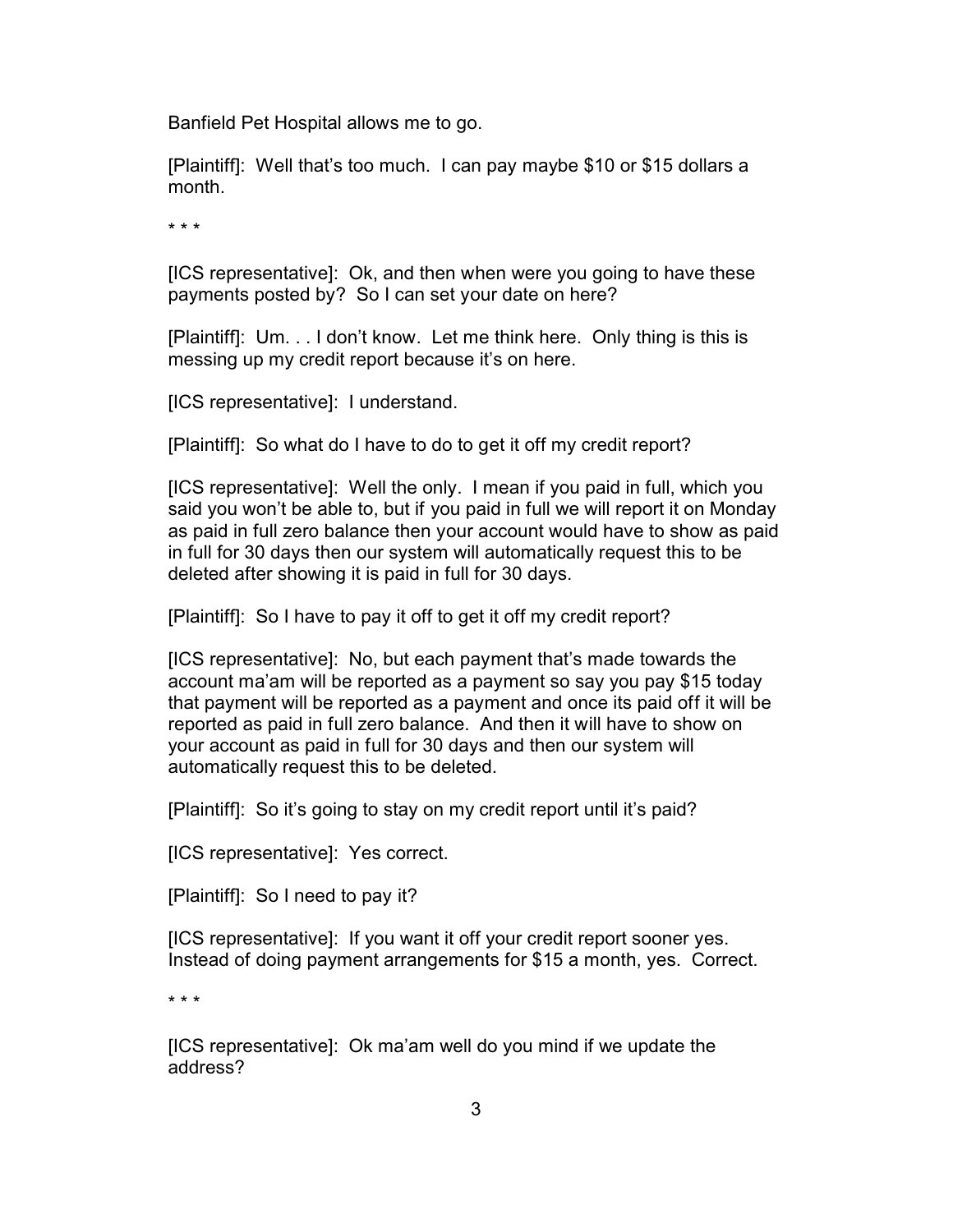Banfield Pet Hospital allows me to go.

[Plaintiff]: Well that's too much. I can pay maybe $10 or $15 dollars a month.

* * *

[ICS representative]: Ok, and then when were you going to have these payments posted by? So I can set your date on here?

[Plaintiff]: Um. . . I don't know. Let me think here. Only thing is this is messing up my credit report because it's on here.

[ICS representative]: I understand.

[Plaintiff]: So what do I have to do to get it off my credit report?

[ICS representative]: Well the only. I mean if you paid in full, which you said you won't be able to, but if you paid in full we will report it on Monday as paid in full zero balance then your account would have to show as paid in full for 30 days then our system will automatically request this to be deleted after showing it is paid in full for 30 days.

[Plaintiff]: So I have to pay it off to get it off my credit report?

[ICS representative]: No, but each payment that's made towards the account ma'am will be reported as a payment so say you pay $15 today that payment will be reported as a payment and once its paid off it will be reported as paid in full zero balance. And then it will have to show on your account as paid in full for 30 days and then our system will automatically request this to be deleted.

[Plaintiff]: So it's going to stay on my credit report until it's paid?

[ICS representative]: Yes correct.

[Plaintiff]: So I need to pay it?

[ICS representative]: If you want it off your credit report sooner yes. Instead of doing payment arrangements for $15 a month, yes. Correct.

* * *

[ICS representative]: Ok ma'am well do you mind if we update the address?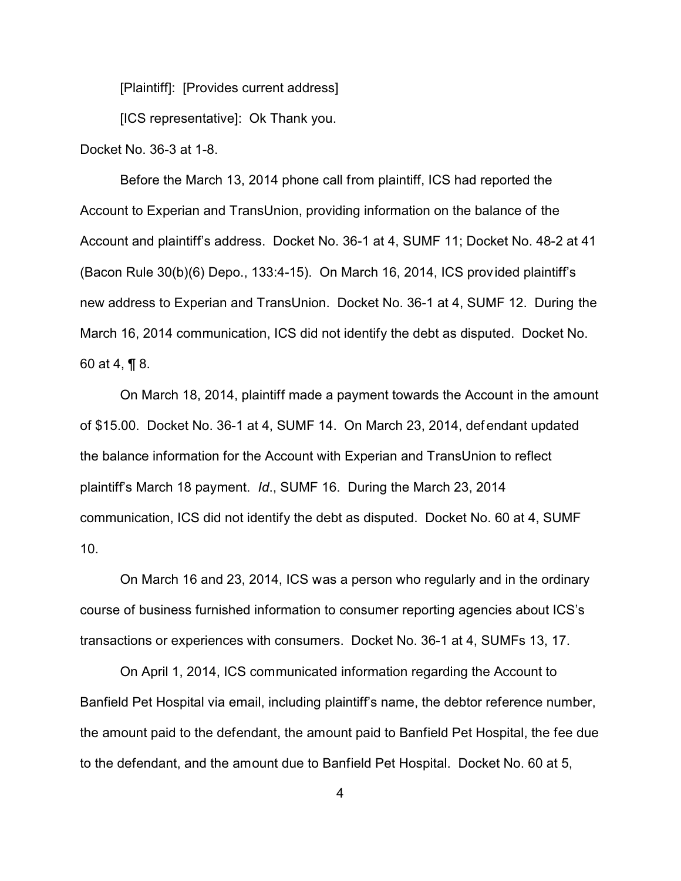[Plaintiff]: [Provides current address]

[ICS representative]: Ok Thank you.

Docket No. 36-3 at 1-8.

Before the March 13, 2014 phone call from plaintiff, ICS had reported the Account to Experian and TransUnion, providing information on the balance of the Account and plaintiff's address. Docket No. 36-1 at 4, SUMF 11; Docket No. 48-2 at 41 (Bacon Rule 30(b)(6) Depo., 133:4-15). On March 16, 2014, ICS provided plaintiff's new address to Experian and TransUnion. Docket No. 36-1 at 4, SUMF 12. During the March 16, 2014 communication, ICS did not identify the debt as disputed. Docket No. 60 at 4, ¶ 8.

On March 18, 2014, plaintiff made a payment towards the Account in the amount of $15.00. Docket No. 36-1 at 4, SUMF 14. On March 23, 2014, defendant updated the balance information for the Account with Experian and TransUnion to reflect plaintiff's March 18 payment. *Id.*, SUMF 16. During the March 23, 2014 communication, ICS did not identify the debt as disputed. Docket No. 60 at 4, SUMF 10.

On March 16 and 23, 2014, ICS was a person who regularly and in the ordinary course of business furnished information to consumer reporting agencies about ICS's transactions or experiences with consumers. Docket No. 36-1 at 4, SUMFs 13, 17.

On April 1, 2014, ICS communicated information regarding the Account to Banfield Pet Hospital via email, including plaintiff's name, the debtor reference number, the amount paid to the defendant, the amount paid to Banfield Pet Hospital, the fee due to the defendant, and the amount due to Banfield Pet Hospital. Docket No. 60 at 5,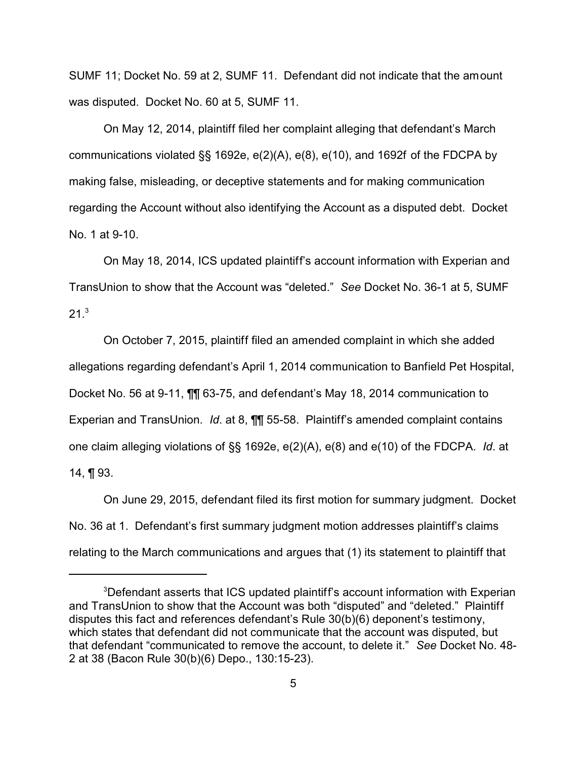SUMF 11; Docket No. 59 at 2, SUMF 11. Defendant did not indicate that the amount was disputed. Docket No. 60 at 5, SUMF 11.

On May 12, 2014, plaintiff filed her complaint alleging that defendant's March communications violated §§ 1692e, e(2)(A), e(8), e(10), and 1692f of the FDCPA by making false, misleading, or deceptive statements and for making communication regarding the Account without also identifying the Account as a disputed debt. Docket No. 1 at 9-10.

On May 18, 2014, ICS updated plaintiff's account information with Experian and TransUnion to show that the Account was "deleted." *See* Docket No. 36-1 at 5, SUMF 21.[3]

On October 7, 2015, plaintiff filed an amended complaint in which she added allegations regarding defendant's April 1, 2014 communication to Banfield Pet Hospital, Docket No. 56 at 9-11, ¶¶ 63-75, and defendant's May 18, 2014 communication to Experian and TransUnion. *Id*. at 8, ¶¶ 55-58. Plaintiff's amended complaint contains one claim alleging violations of §§ 1692e, e(2)(A), e(8) and e(10) of the FDCPA. *Id*. at 14, ¶ 93.

On June 29, 2015, defendant filed its first motion for summary judgment. Docket No. 36 at 1. Defendant's first summary judgment motion addresses plaintiff's claims relating to the March communications and argues that (1) its statement to plaintiff that

---

[3]Defendant asserts that ICS updated plaintiff's account information with Experian and TransUnion to show that the Account was both "disputed" and "deleted." Plaintiff disputes this fact and references defendant's Rule 30(b)(6) deponent's testimony, which states that defendant did not communicate that the account was disputed, but that defendant "communicated to remove the account, to delete it." *See* Docket No. 48-2 at 38 (Bacon Rule 30(b)(6) Depo., 130:15-23).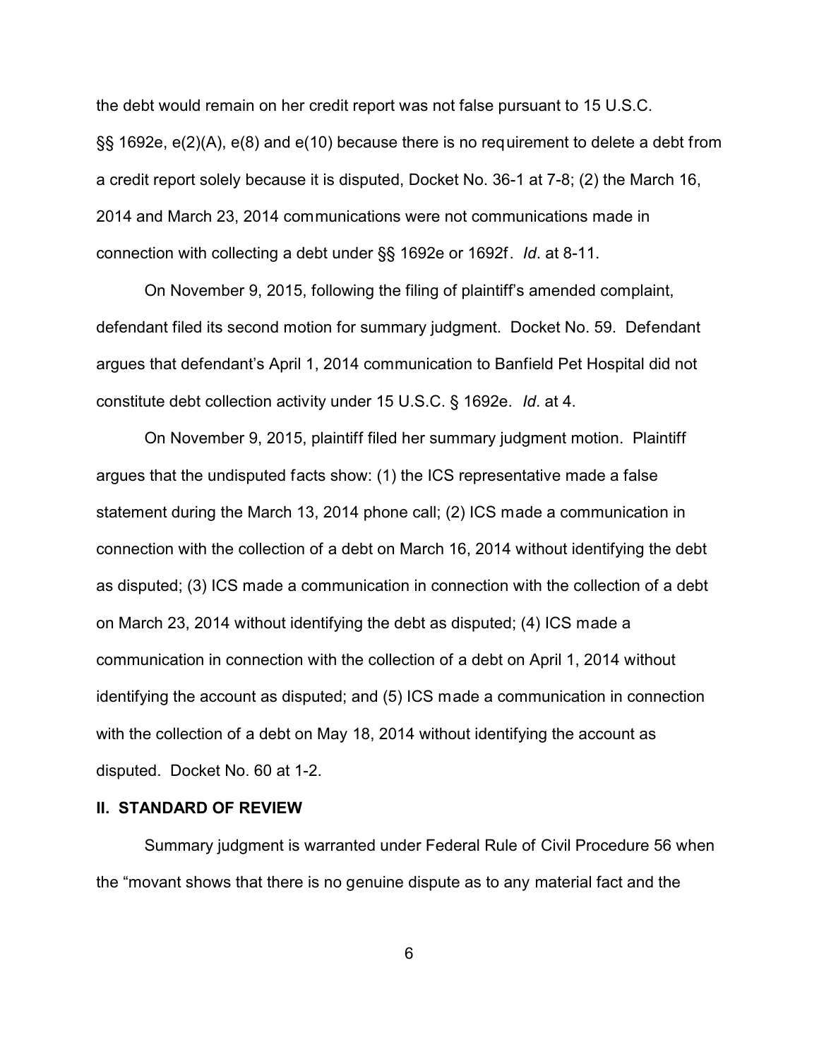the debt would remain on her credit report was not false pursuant to 15 U.S.C. §§ 1692e, e(2)(A), e(8) and e(10) because there is no requirement to delete a debt from a credit report solely because it is disputed, Docket No. 36-1 at 7-8; (2) the March 16, 2014 and March 23, 2014 communications were not communications made in connection with collecting a debt under §§ 1692e or 1692f. *Id*. at 8-11.

On November 9, 2015, following the filing of plaintiff's amended complaint, defendant filed its second motion for summary judgment. Docket No. 59. Defendant argues that defendant's April 1, 2014 communication to Banfield Pet Hospital did not constitute debt collection activity under 15 U.S.C. § 1692e. *Id*. at 4.

On November 9, 2015, plaintiff filed her summary judgment motion. Plaintiff argues that the undisputed facts show: (1) the ICS representative made a false statement during the March 13, 2014 phone call; (2) ICS made a communication in connection with the collection of a debt on March 16, 2014 without identifying the debt as disputed; (3) ICS made a communication in connection with the collection of a debt on March 23, 2014 without identifying the debt as disputed; (4) ICS made a communication in connection with the collection of a debt on April 1, 2014 without identifying the account as disputed; and (5) ICS made a communication in connection with the collection of a debt on May 18, 2014 without identifying the account as disputed. Docket No. 60 at 1-2.

## II. STANDARD OF REVIEW

Summary judgment is warranted under Federal Rule of Civil Procedure 56 when the "movant shows that there is no genuine dispute as to any material fact and the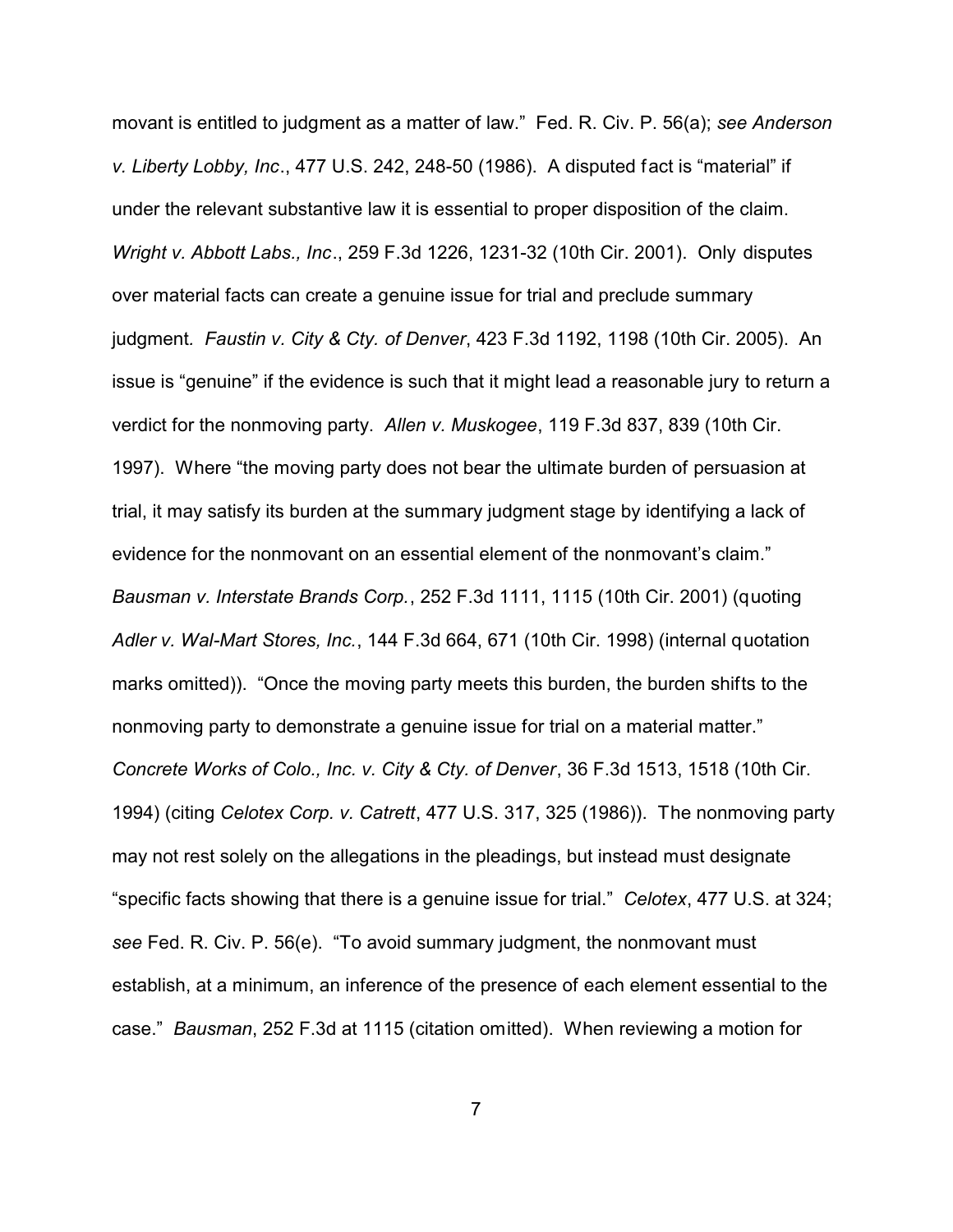movant is entitled to judgment as a matter of law." Fed. R. Civ. P. 56(a); *see Anderson v. Liberty Lobby, Inc*., 477 U.S. 242, 248-50 (1986). A disputed fact is "material" if under the relevant substantive law it is essential to proper disposition of the claim. *Wright v. Abbott Labs., Inc*., 259 F.3d 1226, 1231-32 (10th Cir. 2001). Only disputes over material facts can create a genuine issue for trial and preclude summary judgment. *Faustin v. City & Cty. of Denver*, 423 F.3d 1192, 1198 (10th Cir. 2005). An issue is "genuine" if the evidence is such that it might lead a reasonable jury to return a verdict for the nonmoving party. *Allen v. Muskogee*, 119 F.3d 837, 839 (10th Cir. 1997). Where "the moving party does not bear the ultimate burden of persuasion at trial, it may satisfy its burden at the summary judgment stage by identifying a lack of evidence for the nonmovant on an essential element of the nonmovant's claim." *Bausman v. Interstate Brands Corp.*, 252 F.3d 1111, 1115 (10th Cir. 2001) (quoting *Adler v. Wal-Mart Stores, Inc.*, 144 F.3d 664, 671 (10th Cir. 1998) (internal quotation marks omitted)). "Once the moving party meets this burden, the burden shifts to the nonmoving party to demonstrate a genuine issue for trial on a material matter." *Concrete Works of Colo., Inc. v. City & Cty. of Denver*, 36 F.3d 1513, 1518 (10th Cir. 1994) (citing *Celotex Corp. v. Catrett*, 477 U.S. 317, 325 (1986)). The nonmoving party may not rest solely on the allegations in the pleadings, but instead must designate "specific facts showing that there is a genuine issue for trial." *Celotex*, 477 U.S. at 324; *see* Fed. R. Civ. P. 56(e). "To avoid summary judgment, the nonmovant must establish, at a minimum, an inference of the presence of each element essential to the case." *Bausman*, 252 F.3d at 1115 (citation omitted). When reviewing a motion for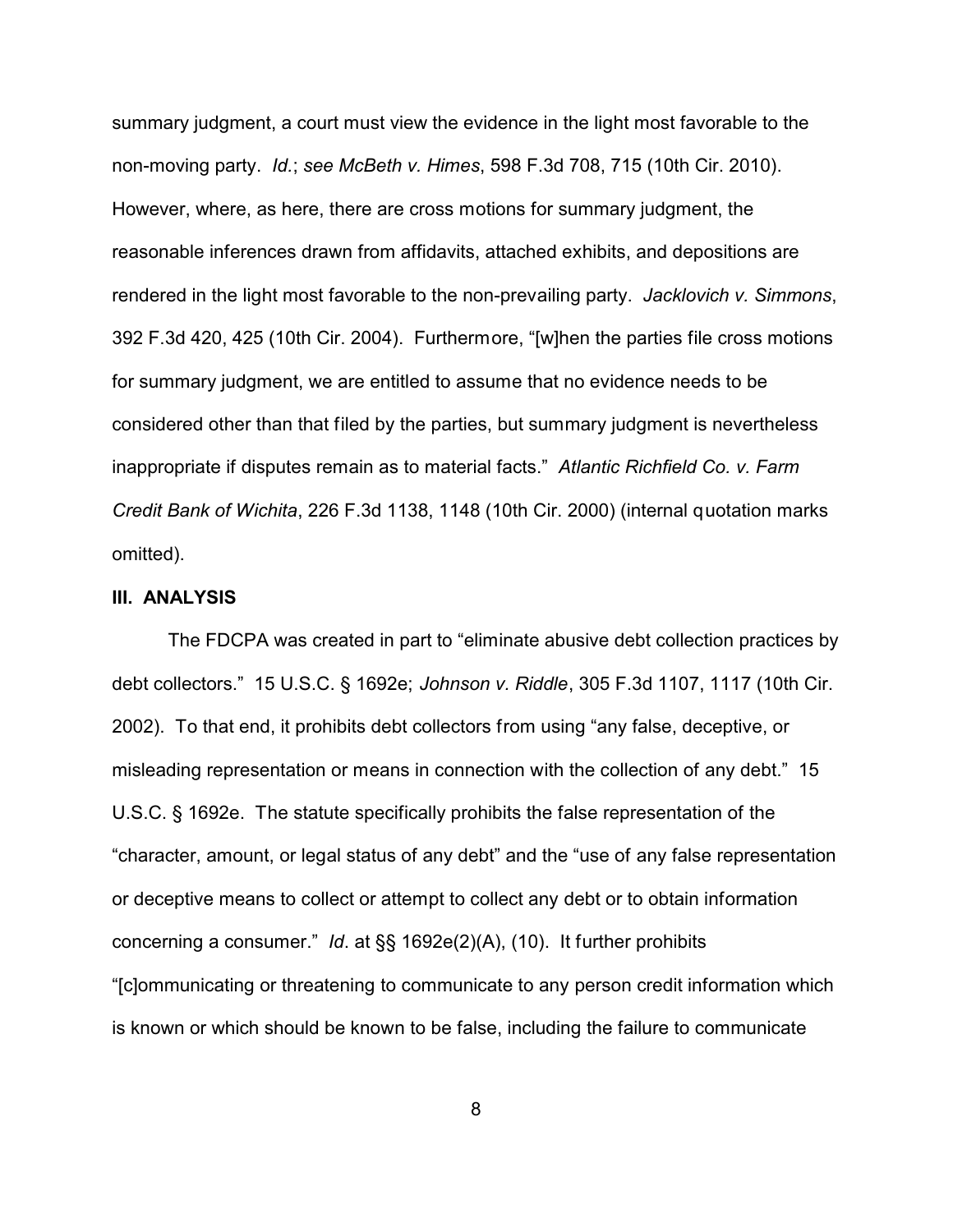summary judgment, a court must view the evidence in the light most favorable to the non-moving party. *Id.*; *see McBeth v. Himes*, 598 F.3d 708, 715 (10th Cir. 2010). However, where, as here, there are cross motions for summary judgment, the reasonable inferences drawn from affidavits, attached exhibits, and depositions are rendered in the light most favorable to the non-prevailing party. *Jacklovich v. Simmons*, 392 F.3d 420, 425 (10th Cir. 2004). Furthermore, "[w]hen the parties file cross motions for summary judgment, we are entitled to assume that no evidence needs to be considered other than that filed by the parties, but summary judgment is nevertheless inappropriate if disputes remain as to material facts." *Atlantic Richfield Co. v. Farm Credit Bank of Wichita*, 226 F.3d 1138, 1148 (10th Cir. 2000) (internal quotation marks omitted).

## III. ANALYSIS

The FDCPA was created in part to "eliminate abusive debt collection practices by debt collectors." 15 U.S.C. § 1692e; *Johnson v. Riddle*, 305 F.3d 1107, 1117 (10th Cir. 2002). To that end, it prohibits debt collectors from using "any false, deceptive, or misleading representation or means in connection with the collection of any debt." 15 U.S.C. § 1692e. The statute specifically prohibits the false representation of the "character, amount, or legal status of any debt" and the "use of any false representation or deceptive means to collect or attempt to collect any debt or to obtain information concerning a consumer." *Id*. at §§ 1692e(2)(A), (10). It further prohibits "[c]ommunicating or threatening to communicate to any person credit information which is known or which should be known to be false, including the failure to communicate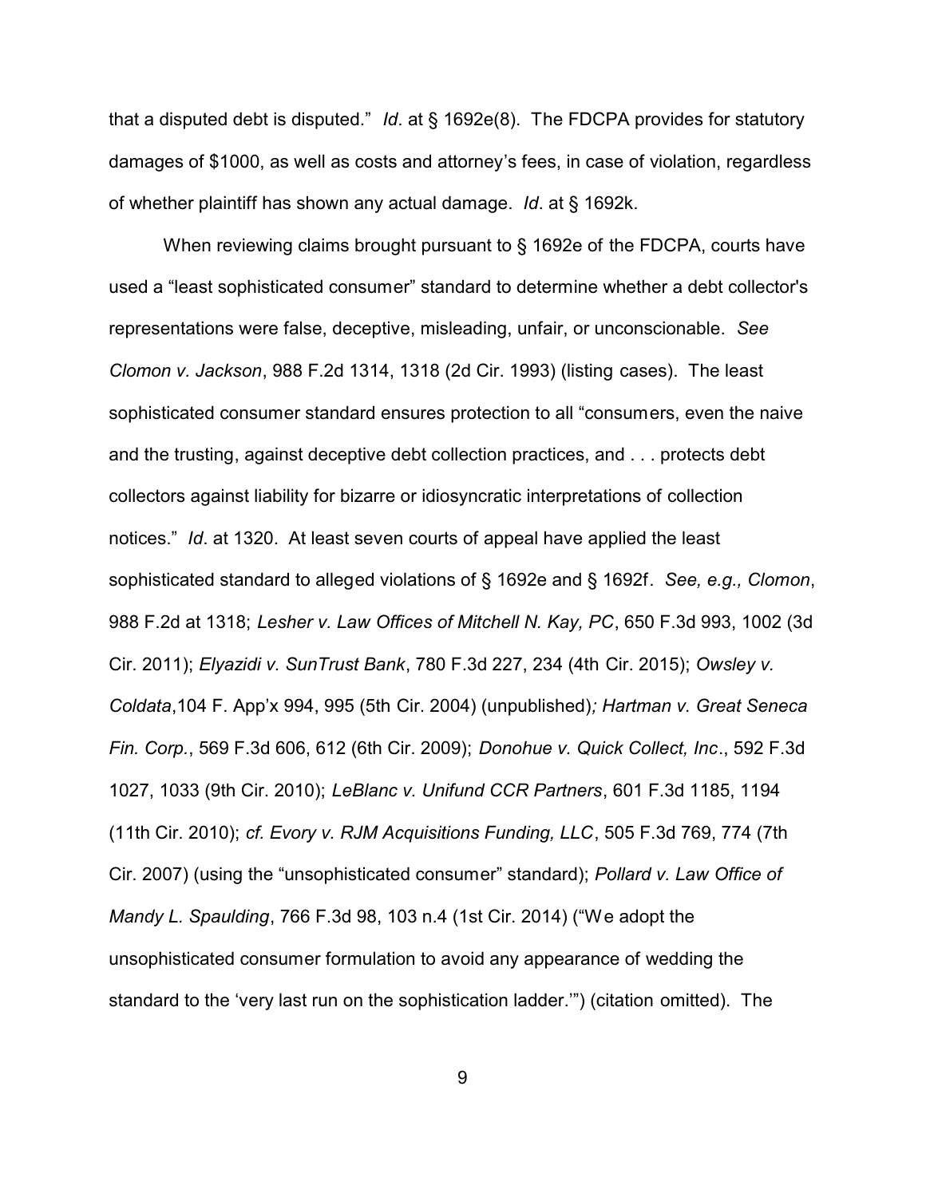that a disputed debt is disputed." *Id*. at § 1692e(8). The FDCPA provides for statutory damages of $1000, as well as costs and attorney's fees, in case of violation, regardless of whether plaintiff has shown any actual damage. *Id*. at § 1692k.

When reviewing claims brought pursuant to § 1692e of the FDCPA, courts have used a "least sophisticated consumer" standard to determine whether a debt collector's representations were false, deceptive, misleading, unfair, or unconscionable. *See Clomon v. Jackson*, 988 F.2d 1314, 1318 (2d Cir. 1993) (listing cases). The least sophisticated consumer standard ensures protection to all "consumers, even the naive and the trusting, against deceptive debt collection practices, and . . . protects debt collectors against liability for bizarre or idiosyncratic interpretations of collection notices." *Id*. at 1320. At least seven courts of appeal have applied the least sophisticated standard to alleged violations of § 1692e and § 1692f. *See, e.g., Clomon*, 988 F.2d at 1318; *Lesher v. Law Offices of Mitchell N. Kay, PC*, 650 F.3d 993, 1002 (3d Cir. 2011); *Elyazidi v. SunTrust Bank*, 780 F.3d 227, 234 (4th Cir. 2015); *Owsley v. Coldata*,104 F. App'x 994, 995 (5th Cir. 2004) (unpublished)*; Hartman v. Great Seneca Fin. Corp.*, 569 F.3d 606, 612 (6th Cir. 2009); *Donohue v. Quick Collect, Inc*., 592 F.3d 1027, 1033 (9th Cir. 2010); *LeBlanc v. Unifund CCR Partners*, 601 F.3d 1185, 1194 (11th Cir. 2010); *cf. Evory v. RJM Acquisitions Funding, LLC*, 505 F.3d 769, 774 (7th Cir. 2007) (using the "unsophisticated consumer" standard); *Pollard v. Law Office of Mandy L. Spaulding*, 766 F.3d 98, 103 n.4 (1st Cir. 2014) ("We adopt the unsophisticated consumer formulation to avoid any appearance of wedding the standard to the 'very last run on the sophistication ladder.'") (citation omitted). The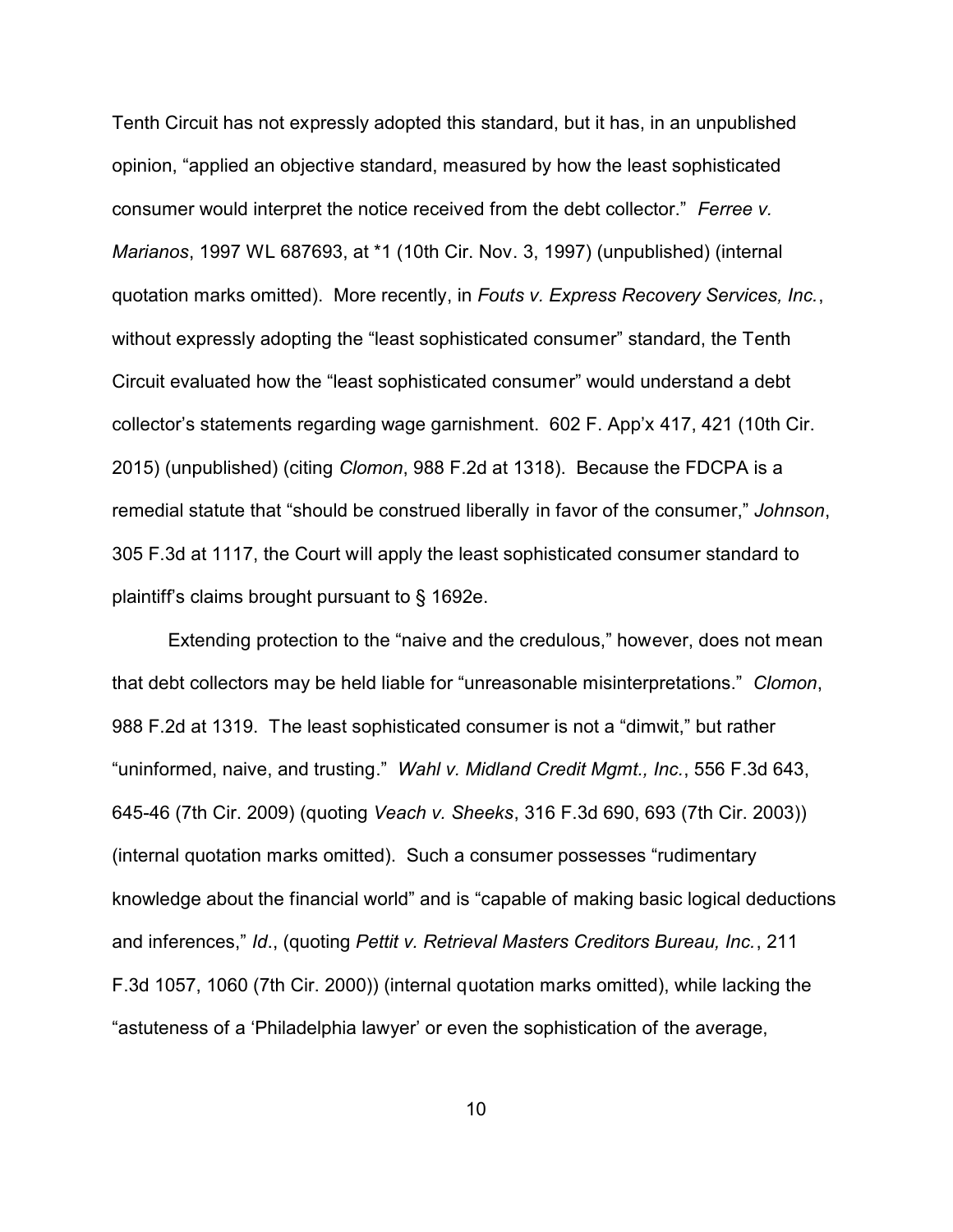Tenth Circuit has not expressly adopted this standard, but it has, in an unpublished opinion, "applied an objective standard, measured by how the least sophisticated consumer would interpret the notice received from the debt collector." *Ferree v. Marianos*, 1997 WL 687693, at *1 (10th Cir. Nov. 3, 1997) (unpublished) (internal quotation marks omitted). More recently, in *Fouts v. Express Recovery Services, Inc.*, without expressly adopting the "least sophisticated consumer" standard, the Tenth Circuit evaluated how the "least sophisticated consumer" would understand a debt collector's statements regarding wage garnishment. 602 F. App'x 417, 421 (10th Cir. 2015) (unpublished) (citing *Clomon*, 988 F.2d at 1318). Because the FDCPA is a remedial statute that "should be construed liberally in favor of the consumer," *Johnson*, 305 F.3d at 1117, the Court will apply the least sophisticated consumer standard to plaintiff's claims brought pursuant to § 1692e.

Extending protection to the "naive and the credulous," however, does not mean that debt collectors may be held liable for "unreasonable misinterpretations." *Clomon*, 988 F.2d at 1319. The least sophisticated consumer is not a "dimwit," but rather "uninformed, naive, and trusting." *Wahl v. Midland Credit Mgmt., Inc.*, 556 F.3d 643, 645-46 (7th Cir. 2009) (quoting *Veach v. Sheeks*, 316 F.3d 690, 693 (7th Cir. 2003)) (internal quotation marks omitted). Such a consumer possesses "rudimentary knowledge about the financial world" and is "capable of making basic logical deductions and inferences," *Id.*, (quoting *Pettit v. Retrieval Masters Creditors Bureau, Inc.*, 211 F.3d 1057, 1060 (7th Cir. 2000)) (internal quotation marks omitted), while lacking the "astuteness of a 'Philadelphia lawyer' or even the sophistication of the average,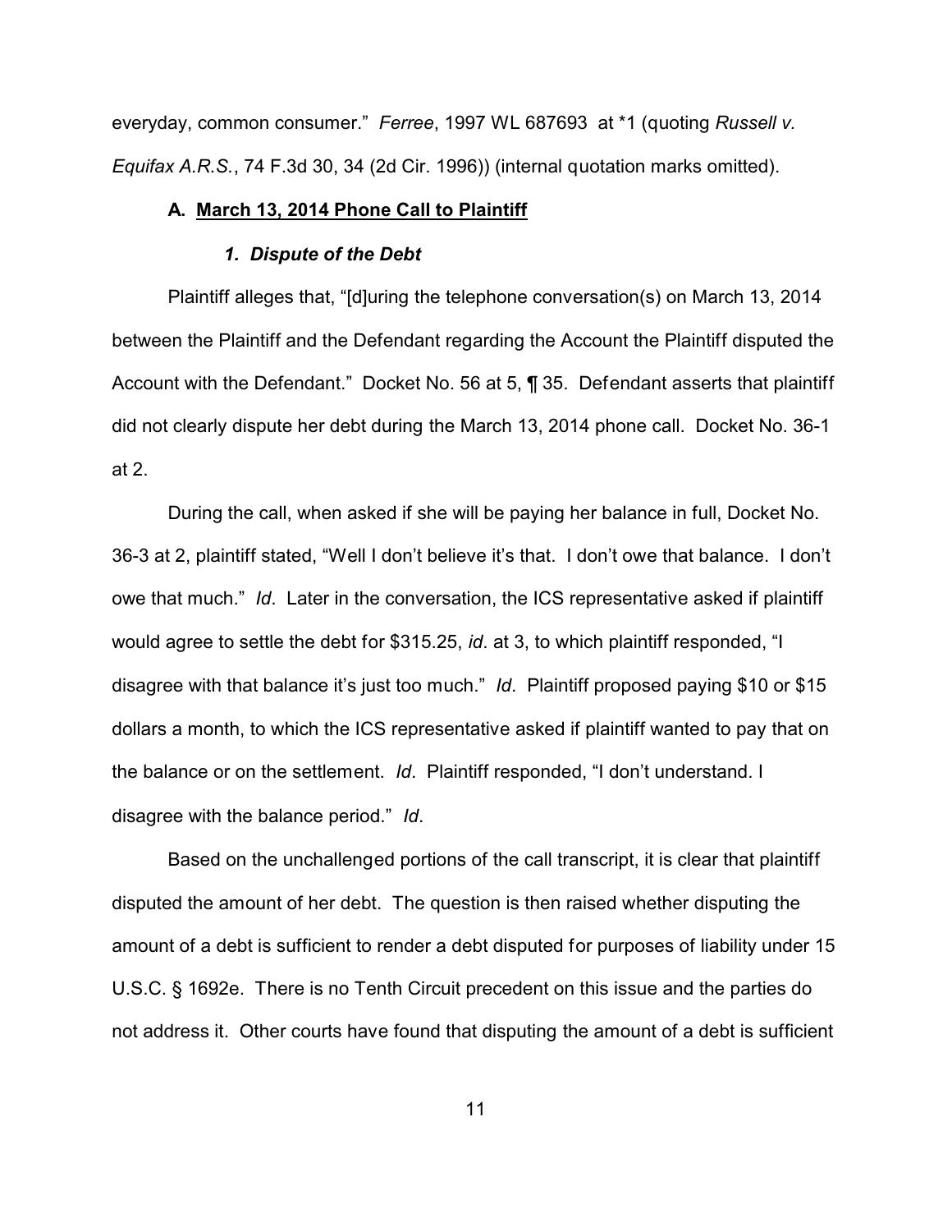everyday, common consumer." *Ferree*, 1997 WL 687693 at *1 (quoting *Russell v. Equifax A.R.S.*, 74 F.3d 30, 34 (2d Cir. 1996)) (internal quotation marks omitted).

### A. March 13, 2014 Phone Call to Plaintiff

#### *1. Dispute of the Debt*

Plaintiff alleges that, "[d]uring the telephone conversation(s) on March 13, 2014 between the Plaintiff and the Defendant regarding the Account the Plaintiff disputed the Account with the Defendant." Docket No. 56 at 5, ¶ 35. Defendant asserts that plaintiff did not clearly dispute her debt during the March 13, 2014 phone call. Docket No. 36-1 at 2.

During the call, when asked if she will be paying her balance in full, Docket No. 36-3 at 2, plaintiff stated, "Well I don't believe it's that. I don't owe that balance. I don't owe that much." *Id*. Later in the conversation, the ICS representative asked if plaintiff would agree to settle the debt for $315.25, *id*. at 3, to which plaintiff responded, "I disagree with that balance it's just too much." *Id*. Plaintiff proposed paying $10 or $15 dollars a month, to which the ICS representative asked if plaintiff wanted to pay that on the balance or on the settlement. *Id*. Plaintiff responded, "I don't understand. I disagree with the balance period." *Id*.

Based on the unchallenged portions of the call transcript, it is clear that plaintiff disputed the amount of her debt. The question is then raised whether disputing the amount of a debt is sufficient to render a debt disputed for purposes of liability under 15 U.S.C. § 1692e. There is no Tenth Circuit precedent on this issue and the parties do not address it. Other courts have found that disputing the amount of a debt is sufficient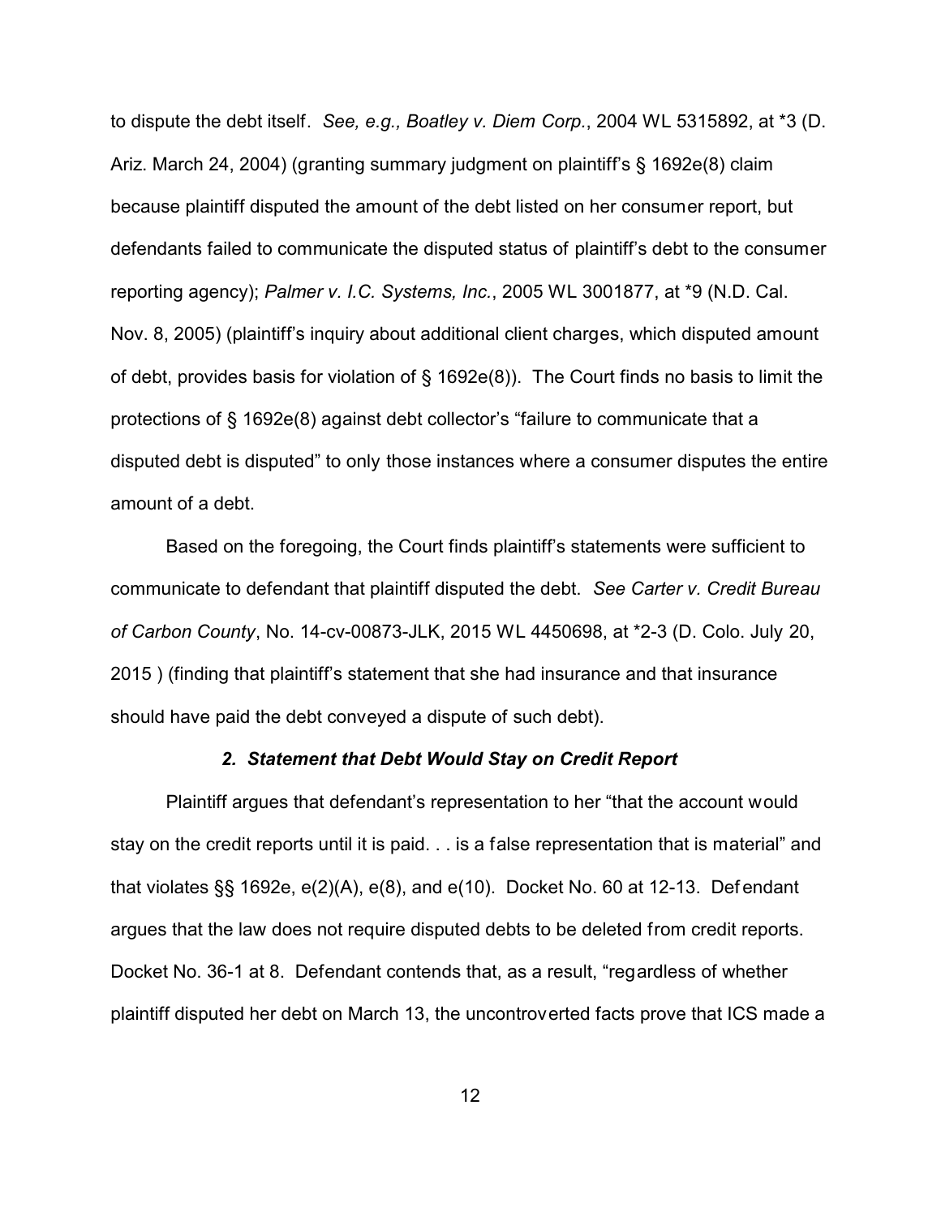to dispute the debt itself. *See, e.g., Boatley v. Diem Corp.*, 2004 WL 5315892, at *3 (D. Ariz. March 24, 2004) (granting summary judgment on plaintiff's § 1692e(8) claim because plaintiff disputed the amount of the debt listed on her consumer report, but defendants failed to communicate the disputed status of plaintiff's debt to the consumer reporting agency); *Palmer v. I.C. Systems, Inc.*, 2005 WL 3001877, at *9 (N.D. Cal. Nov. 8, 2005) (plaintiff's inquiry about additional client charges, which disputed amount of debt, provides basis for violation of § 1692e(8)). The Court finds no basis to limit the protections of § 1692e(8) against debt collector's "failure to communicate that a disputed debt is disputed" to only those instances where a consumer disputes the entire amount of a debt.

Based on the foregoing, the Court finds plaintiff's statements were sufficient to communicate to defendant that plaintiff disputed the debt. *See Carter v. Credit Bureau of Carbon County*, No. 14-cv-00873-JLK, 2015 WL 4450698, at *2-3 (D. Colo. July 20, 2015 ) (finding that plaintiff's statement that she had insurance and that insurance should have paid the debt conveyed a dispute of such debt).

***2. Statement that Debt Would Stay on Credit Report***

Plaintiff argues that defendant's representation to her "that the account would stay on the credit reports until it is paid. . . is a false representation that is material" and that violates §§ 1692e, e(2)(A), e(8), and e(10). Docket No. 60 at 12-13. Defendant argues that the law does not require disputed debts to be deleted from credit reports. Docket No. 36-1 at 8. Defendant contends that, as a result, "regardless of whether plaintiff disputed her debt on March 13, the uncontroverted facts prove that ICS made a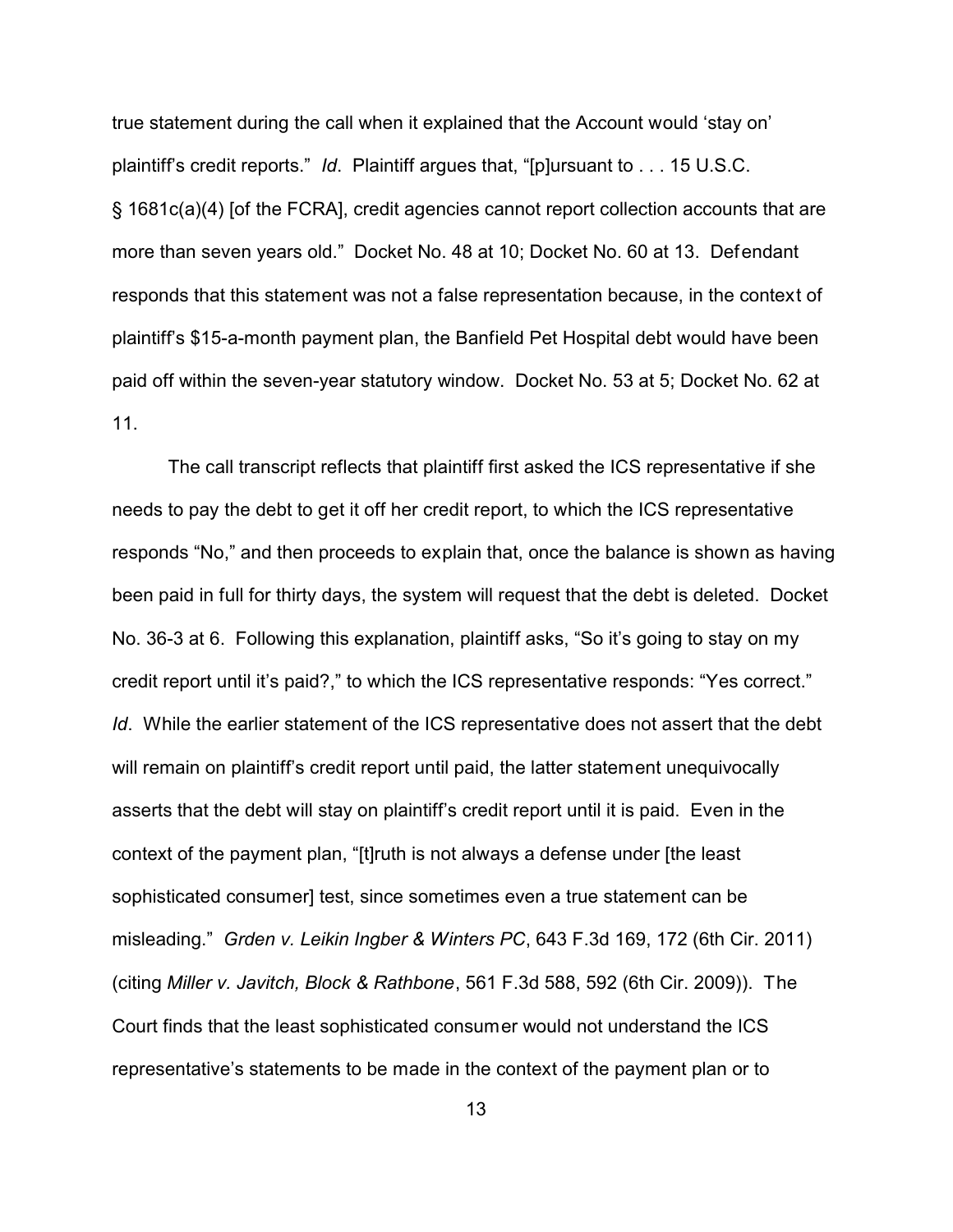true statement during the call when it explained that the Account would 'stay on' plaintiff's credit reports." *Id*. Plaintiff argues that, "[p]ursuant to . . . 15 U.S.C. § 1681c(a)(4) [of the FCRA], credit agencies cannot report collection accounts that are more than seven years old." Docket No. 48 at 10; Docket No. 60 at 13. Defendant responds that this statement was not a false representation because, in the context of plaintiff's $15-a-month payment plan, the Banfield Pet Hospital debt would have been paid off within the seven-year statutory window. Docket No. 53 at 5; Docket No. 62 at 11.

The call transcript reflects that plaintiff first asked the ICS representative if she needs to pay the debt to get it off her credit report, to which the ICS representative responds "No," and then proceeds to explain that, once the balance is shown as having been paid in full for thirty days, the system will request that the debt is deleted. Docket No. 36-3 at 6. Following this explanation, plaintiff asks, "So it's going to stay on my credit report until it's paid?," to which the ICS representative responds: "Yes correct." *Id*. While the earlier statement of the ICS representative does not assert that the debt will remain on plaintiff's credit report until paid, the latter statement unequivocally asserts that the debt will stay on plaintiff's credit report until it is paid. Even in the context of the payment plan, "[t]ruth is not always a defense under [the least sophisticated consumer] test, since sometimes even a true statement can be misleading." *Grden v. Leikin Ingber & Winters PC*, 643 F.3d 169, 172 (6th Cir. 2011) (citing *Miller v. Javitch, Block & Rathbone*, 561 F.3d 588, 592 (6th Cir. 2009)). The Court finds that the least sophisticated consumer would not understand the ICS representative's statements to be made in the context of the payment plan or to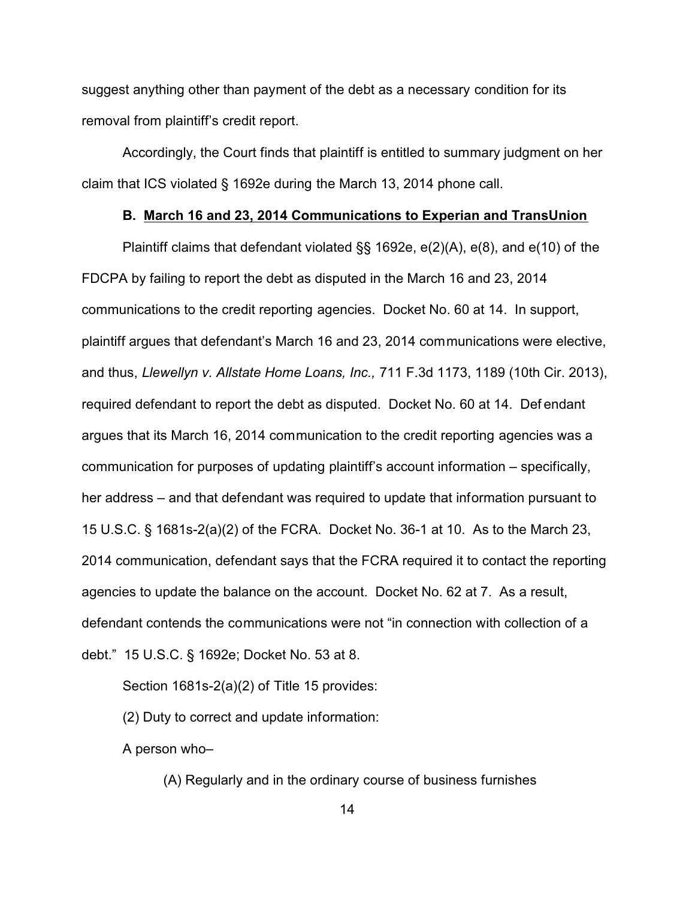suggest anything other than payment of the debt as a necessary condition for its removal from plaintiff's credit report.

Accordingly, the Court finds that plaintiff is entitled to summary judgment on her claim that ICS violated § 1692e during the March 13, 2014 phone call.

### B. <u>March 16 and 23, 2014 Communications to Experian and TransUnion</u>

Plaintiff claims that defendant violated §§ 1692e, e(2)(A), e(8), and e(10) of the FDCPA by failing to report the debt as disputed in the March 16 and 23, 2014 communications to the credit reporting agencies. Docket No. 60 at 14. In support, plaintiff argues that defendant's March 16 and 23, 2014 communications were elective, and thus, *Llewellyn v. Allstate Home Loans, Inc.,* 711 F.3d 1173, 1189 (10th Cir. 2013), required defendant to report the debt as disputed. Docket No. 60 at 14. Defendant argues that its March 16, 2014 communication to the credit reporting agencies was a communication for purposes of updating plaintiff's account information – specifically, her address – and that defendant was required to update that information pursuant to 15 U.S.C. § 1681s-2(a)(2) of the FCRA. Docket No. 36-1 at 10. As to the March 23, 2014 communication, defendant says that the FCRA required it to contact the reporting agencies to update the balance on the account. Docket No. 62 at 7. As a result, defendant contends the communications were not "in connection with collection of a debt." 15 U.S.C. § 1692e; Docket No. 53 at 8.

Section 1681s-2(a)(2) of Title 15 provides:

(2) Duty to correct and update information:

A person who–

> (A) Regularly and in the ordinary course of business furnishes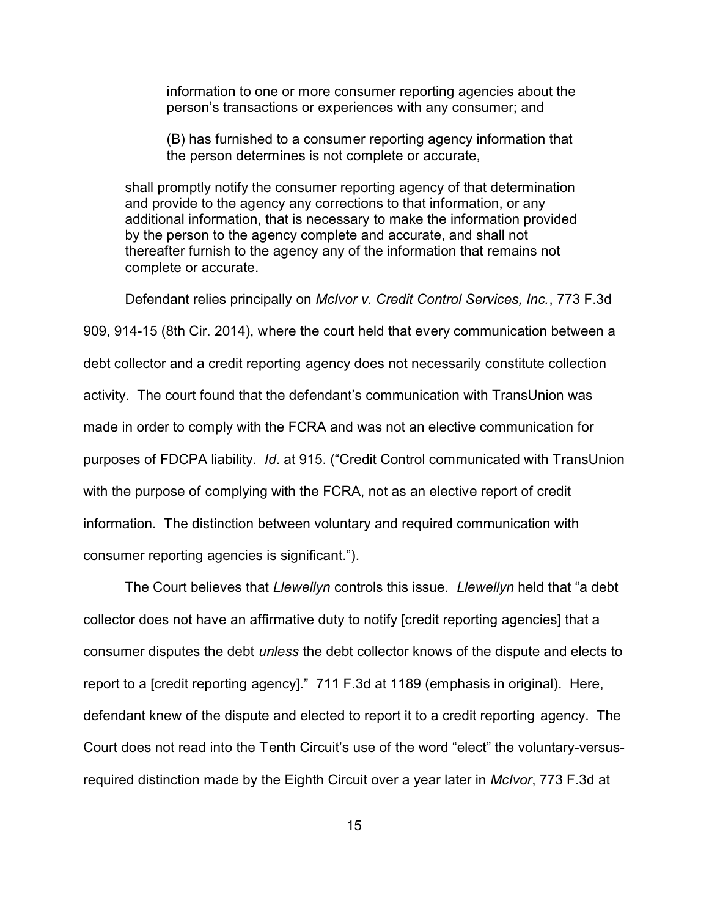> information to one or more consumer reporting agencies about the person's transactions or experiences with any consumer; and
>
> (B) has furnished to a consumer reporting agency information that the person determines is not complete or accurate,
>
> shall promptly notify the consumer reporting agency of that determination and provide to the agency any corrections to that information, or any additional information, that is necessary to make the information provided by the person to the agency complete and accurate, and shall not thereafter furnish to the agency any of the information that remains not complete or accurate.

Defendant relies principally on *McIvor v. Credit Control Services, Inc.*, 773 F.3d 909, 914-15 (8th Cir. 2014), where the court held that every communication between a debt collector and a credit reporting agency does not necessarily constitute collection activity. The court found that the defendant's communication with TransUnion was made in order to comply with the FCRA and was not an elective communication for purposes of FDCPA liability. *Id*. at 915. ("Credit Control communicated with TransUnion with the purpose of complying with the FCRA, not as an elective report of credit information. The distinction between voluntary and required communication with consumer reporting agencies is significant.").

The Court believes that *Llewellyn* controls this issue. *Llewellyn* held that "a debt collector does not have an affirmative duty to notify [credit reporting agencies] that a consumer disputes the debt *unless* the debt collector knows of the dispute and elects to report to a [credit reporting agency]." 711 F.3d at 1189 (emphasis in original). Here, defendant knew of the dispute and elected to report it to a credit reporting agency. The Court does not read into the Tenth Circuit's use of the word "elect" the voluntary-versus-required distinction made by the Eighth Circuit over a year later in *McIvor*, 773 F.3d at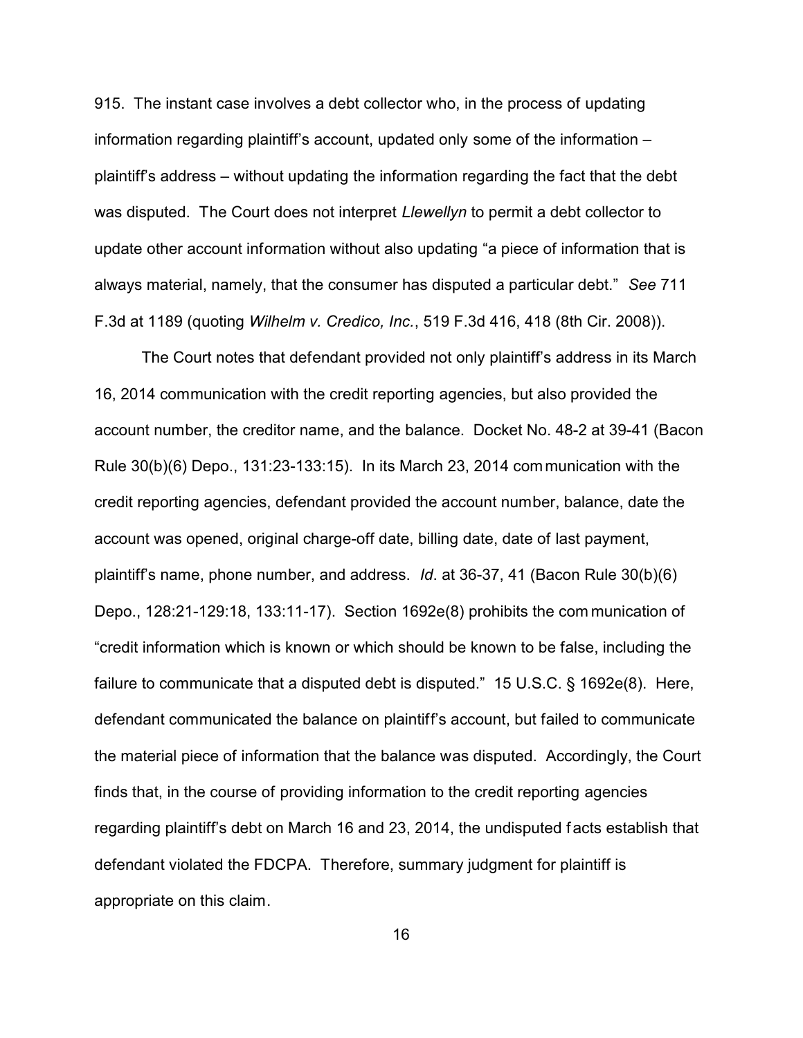915. The instant case involves a debt collector who, in the process of updating information regarding plaintiff's account, updated only some of the information – plaintiff's address – without updating the information regarding the fact that the debt was disputed. The Court does not interpret *Llewellyn* to permit a debt collector to update other account information without also updating "a piece of information that is always material, namely, that the consumer has disputed a particular debt." *See* 711 F.3d at 1189 (quoting *Wilhelm v. Credico, Inc.*, 519 F.3d 416, 418 (8th Cir. 2008)).

The Court notes that defendant provided not only plaintiff's address in its March 16, 2014 communication with the credit reporting agencies, but also provided the account number, the creditor name, and the balance. Docket No. 48-2 at 39-41 (Bacon Rule 30(b)(6) Depo., 131:23-133:15). In its March 23, 2014 communication with the credit reporting agencies, defendant provided the account number, balance, date the account was opened, original charge-off date, billing date, date of last payment, plaintiff's name, phone number, and address. *Id.* at 36-37, 41 (Bacon Rule 30(b)(6) Depo., 128:21-129:18, 133:11-17). Section 1692e(8) prohibits the communication of "credit information which is known or which should be known to be false, including the failure to communicate that a disputed debt is disputed." 15 U.S.C. § 1692e(8). Here, defendant communicated the balance on plaintiff's account, but failed to communicate the material piece of information that the balance was disputed. Accordingly, the Court finds that, in the course of providing information to the credit reporting agencies regarding plaintiff's debt on March 16 and 23, 2014, the undisputed facts establish that defendant violated the FDCPA. Therefore, summary judgment for plaintiff is appropriate on this claim.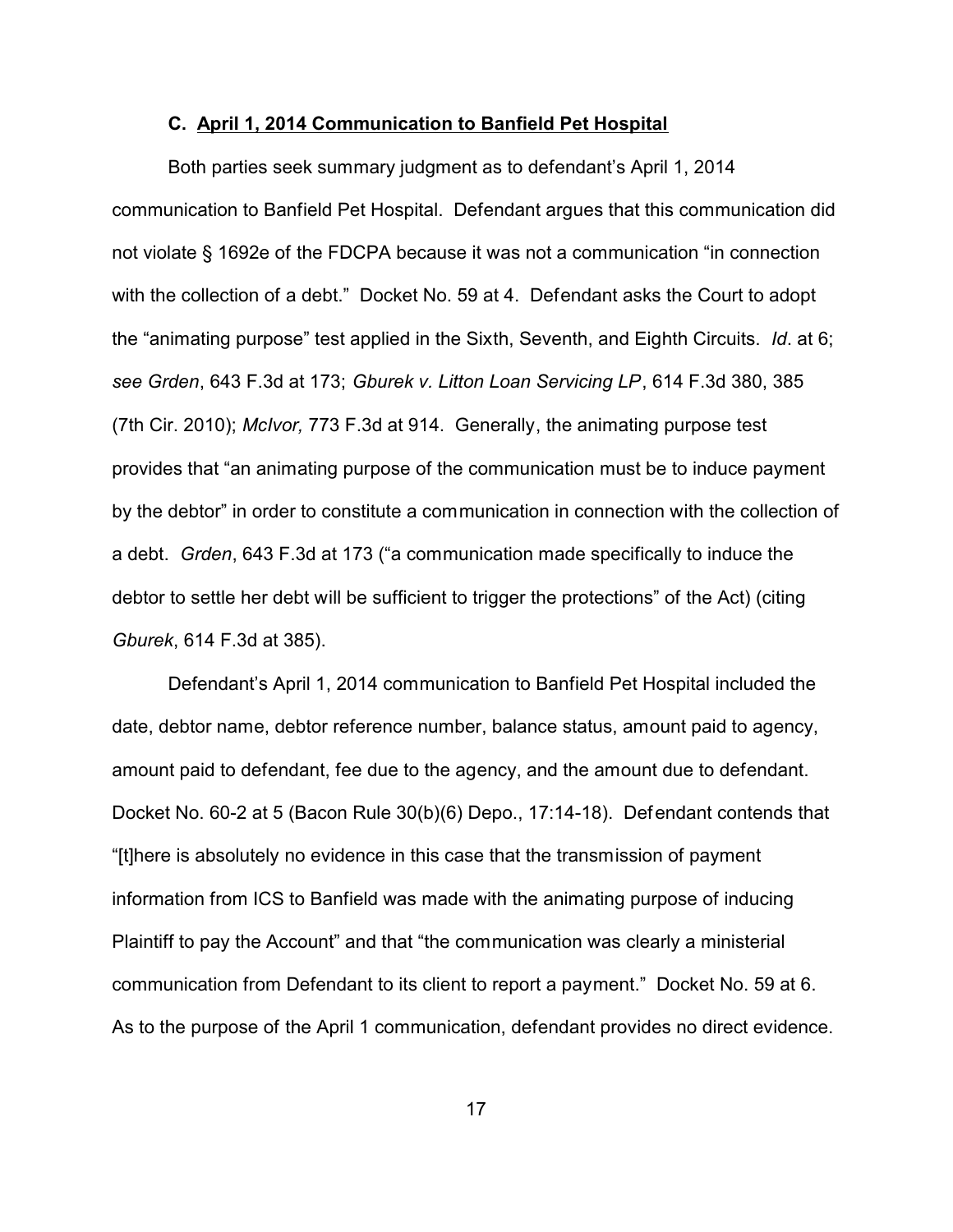### C. **April 1, 2014 Communication to Banfield Pet Hospital**

Both parties seek summary judgment as to defendant's April 1, 2014 communication to Banfield Pet Hospital. Defendant argues that this communication did not violate § 1692e of the FDCPA because it was not a communication "in connection with the collection of a debt." Docket No. 59 at 4. Defendant asks the Court to adopt the "animating purpose" test applied in the Sixth, Seventh, and Eighth Circuits. *Id*. at 6; *see Grden*, 643 F.3d at 173; *Gburek v. Litton Loan Servicing LP*, 614 F.3d 380, 385 (7th Cir. 2010); *McIvor,* 773 F.3d at 914. Generally, the animating purpose test provides that "an animating purpose of the communication must be to induce payment by the debtor" in order to constitute a communication in connection with the collection of a debt. *Grden*, 643 F.3d at 173 ("a communication made specifically to induce the debtor to settle her debt will be sufficient to trigger the protections" of the Act) (citing *Gburek*, 614 F.3d at 385).

Defendant's April 1, 2014 communication to Banfield Pet Hospital included the date, debtor name, debtor reference number, balance status, amount paid to agency, amount paid to defendant, fee due to the agency, and the amount due to defendant. Docket No. 60-2 at 5 (Bacon Rule 30(b)(6) Depo., 17:14-18). Defendant contends that "[t]here is absolutely no evidence in this case that the transmission of payment information from ICS to Banfield was made with the animating purpose of inducing Plaintiff to pay the Account" and that "the communication was clearly a ministerial communication from Defendant to its client to report a payment." Docket No. 59 at 6. As to the purpose of the April 1 communication, defendant provides no direct evidence.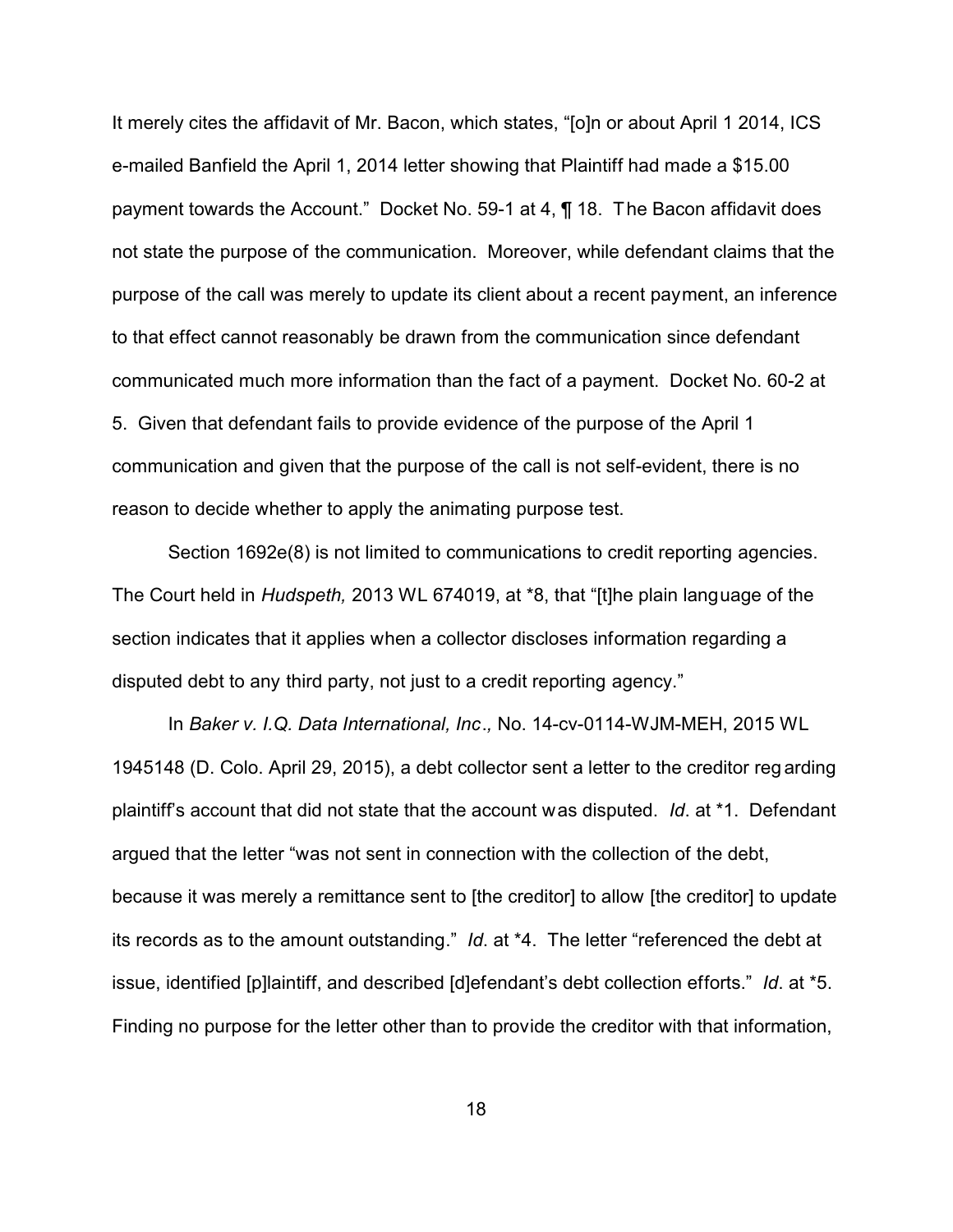It merely cites the affidavit of Mr. Bacon, which states, "[o]n or about April 1 2014, ICS e-mailed Banfield the April 1, 2014 letter showing that Plaintiff had made a $15.00 payment towards the Account." Docket No. 59-1 at 4, ¶ 18. The Bacon affidavit does not state the purpose of the communication. Moreover, while defendant claims that the purpose of the call was merely to update its client about a recent payment, an inference to that effect cannot reasonably be drawn from the communication since defendant communicated much more information than the fact of a payment. Docket No. 60-2 at 5. Given that defendant fails to provide evidence of the purpose of the April 1 communication and given that the purpose of the call is not self-evident, there is no reason to decide whether to apply the animating purpose test.

Section 1692e(8) is not limited to communications to credit reporting agencies. The Court held in *Hudspeth,* 2013 WL 674019, at *8, that "[t]he plain language of the section indicates that it applies when a collector discloses information regarding a disputed debt to any third party, not just to a credit reporting agency."

In *Baker v. I.Q. Data International, Inc.,* No. 14-cv-0114-WJM-MEH, 2015 WL 1945148 (D. Colo. April 29, 2015), a debt collector sent a letter to the creditor regarding plaintiff's account that did not state that the account was disputed. *Id*. at *1. Defendant argued that the letter "was not sent in connection with the collection of the debt, because it was merely a remittance sent to [the creditor] to allow [the creditor] to update its records as to the amount outstanding." *Id*. at *4. The letter "referenced the debt at issue, identified [p]laintiff, and described [d]efendant's debt collection efforts." *Id*. at *5. Finding no purpose for the letter other than to provide the creditor with that information,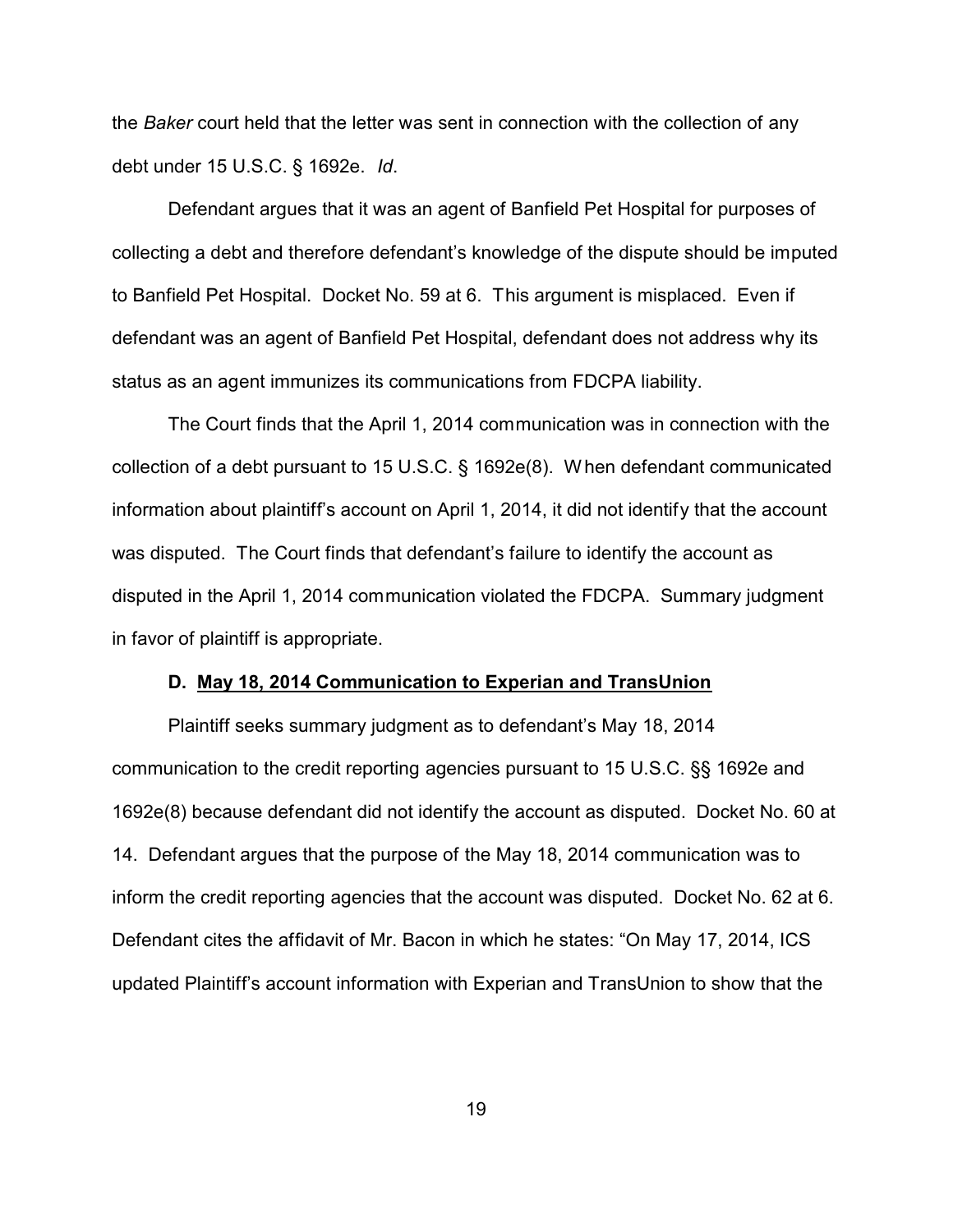the *Baker* court held that the letter was sent in connection with the collection of any debt under 15 U.S.C. § 1692e. *Id*.

Defendant argues that it was an agent of Banfield Pet Hospital for purposes of collecting a debt and therefore defendant's knowledge of the dispute should be imputed to Banfield Pet Hospital. Docket No. 59 at 6. This argument is misplaced. Even if defendant was an agent of Banfield Pet Hospital, defendant does not address why its status as an agent immunizes its communications from FDCPA liability.

The Court finds that the April 1, 2014 communication was in connection with the collection of a debt pursuant to 15 U.S.C. § 1692e(8). When defendant communicated information about plaintiff's account on April 1, 2014, it did not identify that the account was disputed. The Court finds that defendant's failure to identify the account as disputed in the April 1, 2014 communication violated the FDCPA. Summary judgment in favor of plaintiff is appropriate.

**D. <u>May 18, 2014 Communication to Experian and TransUnion</u>**

Plaintiff seeks summary judgment as to defendant's May 18, 2014 communication to the credit reporting agencies pursuant to 15 U.S.C. §§ 1692e and 1692e(8) because defendant did not identify the account as disputed. Docket No. 60 at 14. Defendant argues that the purpose of the May 18, 2014 communication was to inform the credit reporting agencies that the account was disputed. Docket No. 62 at 6. Defendant cites the affidavit of Mr. Bacon in which he states: "On May 17, 2014, ICS updated Plaintiff's account information with Experian and TransUnion to show that the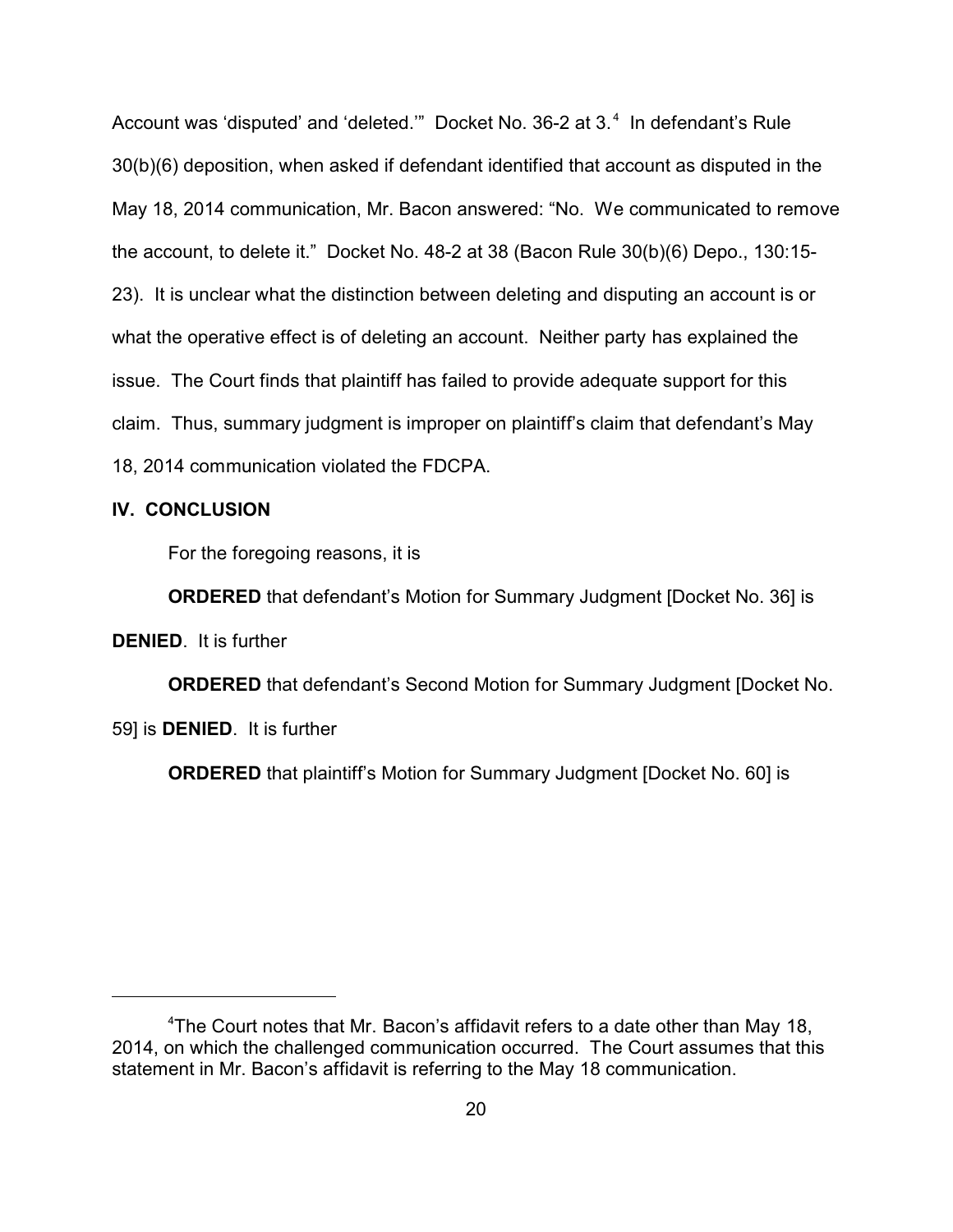Account was 'disputed' and 'deleted.'" Docket No. 36-2 at 3.[4] In defendant's Rule 30(b)(6) deposition, when asked if defendant identified that account as disputed in the May 18, 2014 communication, Mr. Bacon answered: "No. We communicated to remove the account, to delete it." Docket No. 48-2 at 38 (Bacon Rule 30(b)(6) Depo., 130:15-23). It is unclear what the distinction between deleting and disputing an account is or what the operative effect is of deleting an account. Neither party has explained the issue. The Court finds that plaintiff has failed to provide adequate support for this claim. Thus, summary judgment is improper on plaintiff's claim that defendant's May 18, 2014 communication violated the FDCPA.

## IV. CONCLUSION

For the foregoing reasons, it is

**ORDERED** that defendant's Motion for Summary Judgment [Docket No. 36] is **DENIED**. It is further

**ORDERED** that defendant's Second Motion for Summary Judgment [Docket No. 59] is **DENIED**. It is further

**ORDERED** that plaintiff's Motion for Summary Judgment [Docket No. 60] is

---

[4]The Court notes that Mr. Bacon's affidavit refers to a date other than May 18, 2014, on which the challenged communication occurred. The Court assumes that this statement in Mr. Bacon's affidavit is referring to the May 18 communication.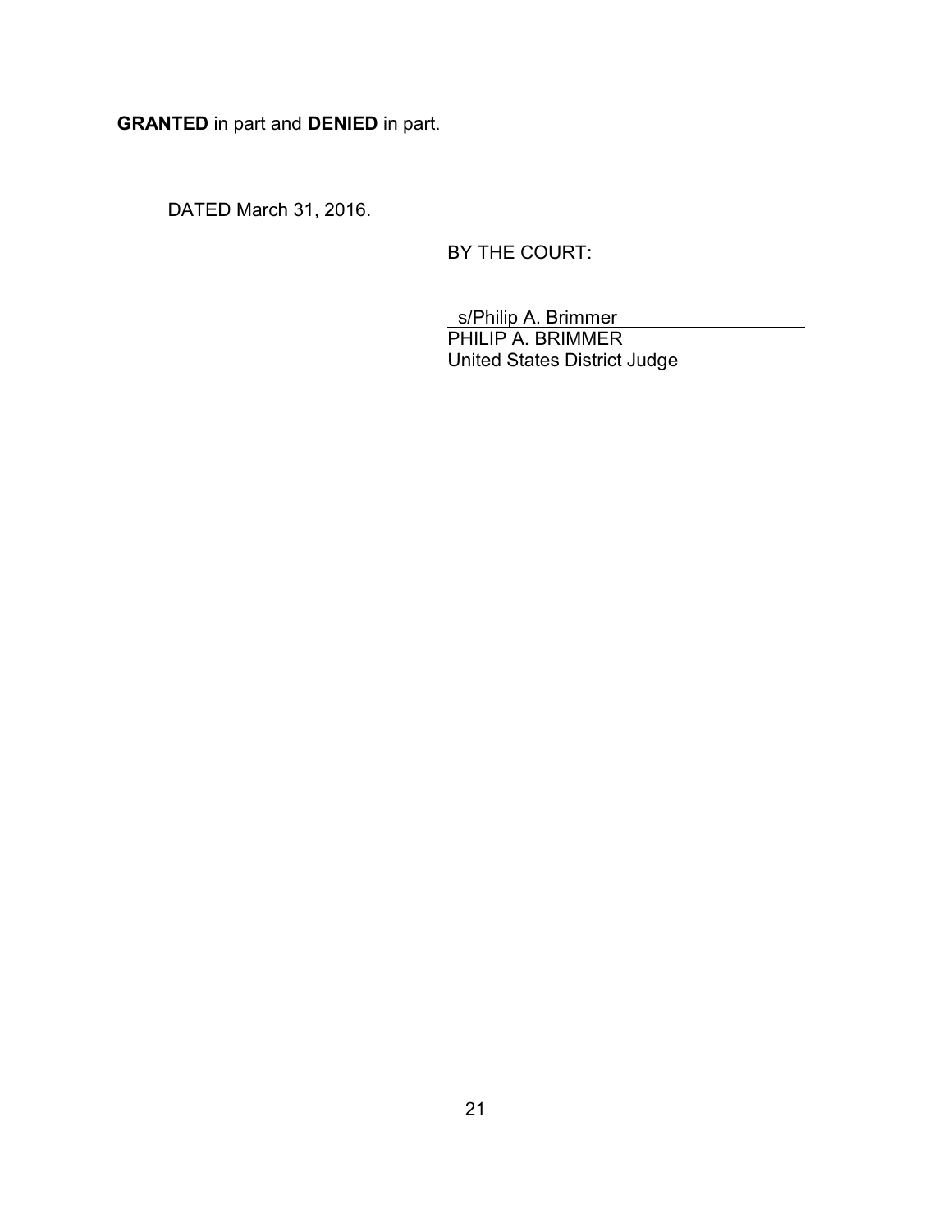**GRANTED** in part and **DENIED** in part.

DATED March 31, 2016.

BY THE COURT:

s/Philip A. Brimmer
PHILIP A. BRIMMER
United States District Judge